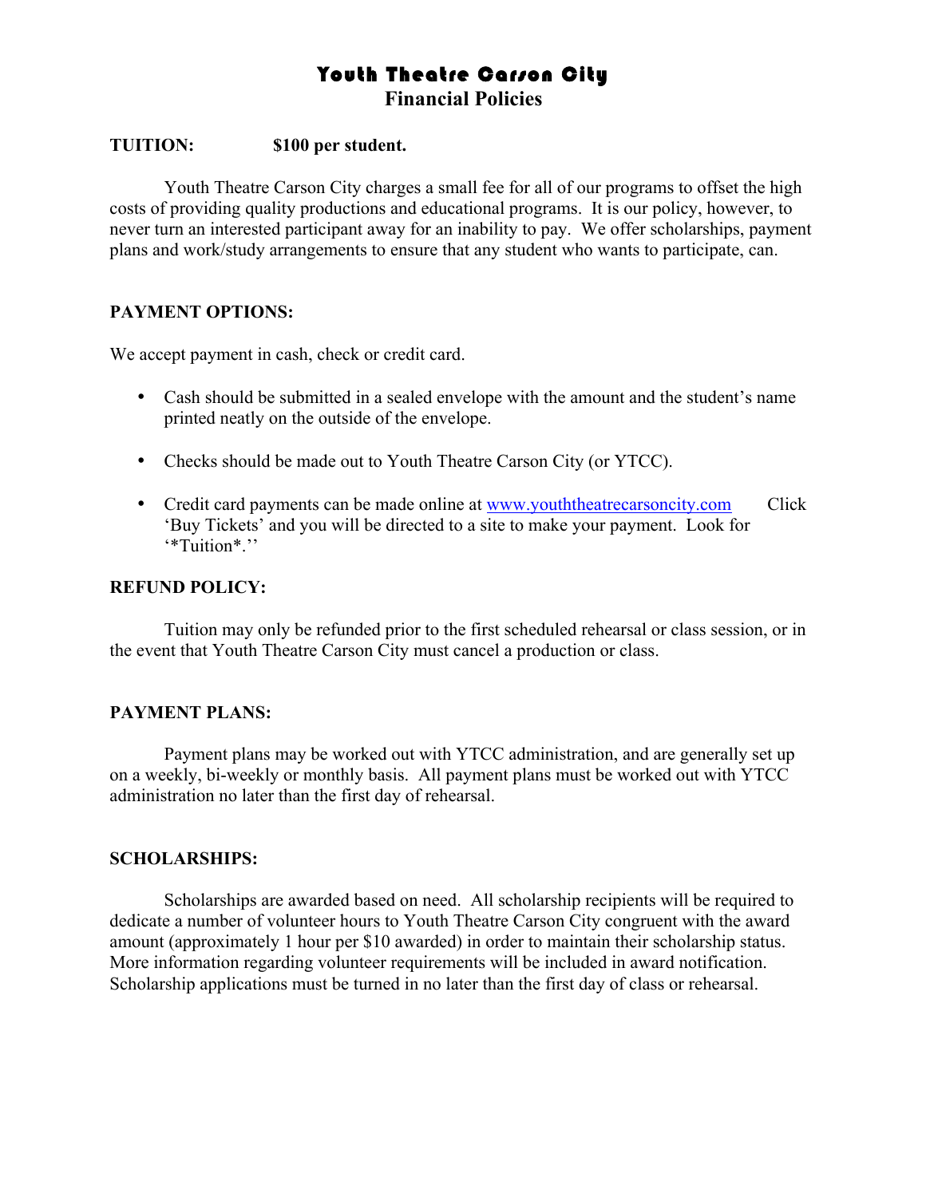# Youth Theatre Carson City
## Financial Policies

**TUITION: $100 per student.**

Youth Theatre Carson City charges a small fee for all of our programs to offset the high costs of providing quality productions and educational programs. It is our policy, however, to never turn an interested participant away for an inability to pay. We offer scholarships, payment plans and work/study arrangements to ensure that any student who wants to participate, can.

**PAYMENT OPTIONS:**

We accept payment in cash, check or credit card.

- Cash should be submitted in a sealed envelope with the amount and the student's name printed neatly on the outside of the envelope.
- Checks should be made out to Youth Theatre Carson City (or YTCC).
- Credit card payments can be made online at www.youththeatrecarsoncity.com Click 'Buy Tickets' and you will be directed to a site to make your payment. Look for '*Tuition*.''

**REFUND POLICY:**

Tuition may only be refunded prior to the first scheduled rehearsal or class session, or in the event that Youth Theatre Carson City must cancel a production or class.

**PAYMENT PLANS:**

Payment plans may be worked out with YTCC administration, and are generally set up on a weekly, bi-weekly or monthly basis. All payment plans must be worked out with YTCC administration no later than the first day of rehearsal.

**SCHOLARSHIPS:**

Scholarships are awarded based on need. All scholarship recipients will be required to dedicate a number of volunteer hours to Youth Theatre Carson City congruent with the award amount (approximately 1 hour per $10 awarded) in order to maintain their scholarship status. More information regarding volunteer requirements will be included in award notification. Scholarship applications must be turned in no later than the first day of class or rehearsal.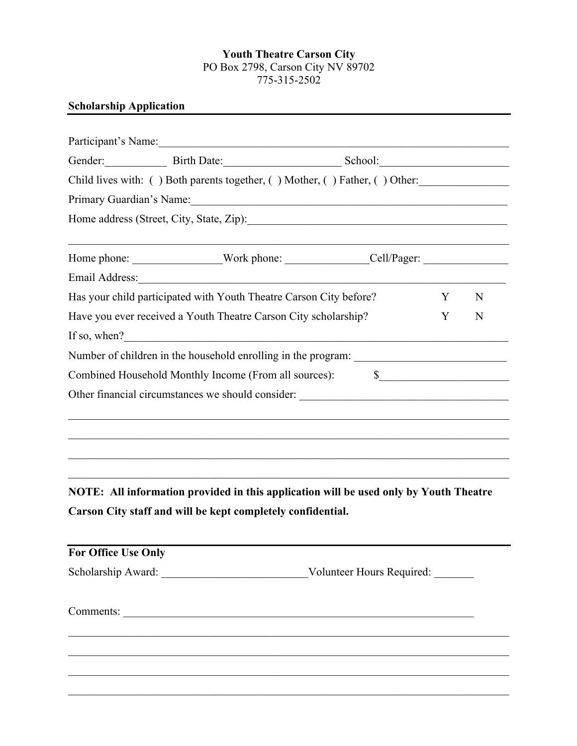**Youth Theatre Carson City**
PO Box 2798, Carson City NV 89702
775-315-2502

## Scholarship Application

Participant's Name:________________________________________________________________

Gender:___________ Birth Date:_____________________ School:_______________________

Child lives with: ( ) Both parents together, ( ) Mother, ( ) Father, ( ) Other:________________

Primary Guardian's Name:___________________________________________________________

Home address (Street, City, State, Zip):______________________________________________

_______________________________________________________________________________

Home phone: ________________Work phone: ______________Cell/Pager: _______________

Email Address:_____________________________________________________________________

Has your child participated with Youth Theatre Carson City before? Y N

Have you ever received a Youth Theatre Carson City scholarship? Y N

If so, when?_______________________________________________________________________

Number of children in the household enrolling in the program: __________________________

Combined Household Monthly Income (From all sources): $______________________

Other financial circumstances we should consider: _____________________________________

_______________________________________________________________________________

_______________________________________________________________________________

_______________________________________________________________________________

_______________________________________________________________________________

**NOTE: All information provided in this application will be used only by Youth Theatre Carson City staff and will be kept completely confidential.**

**For Office Use Only**

Scholarship Award: __________________________Volunteer Hours Required: _______

Comments: _________________________________________________________________

_______________________________________________________________________________

_______________________________________________________________________________

_______________________________________________________________________________

_______________________________________________________________________________